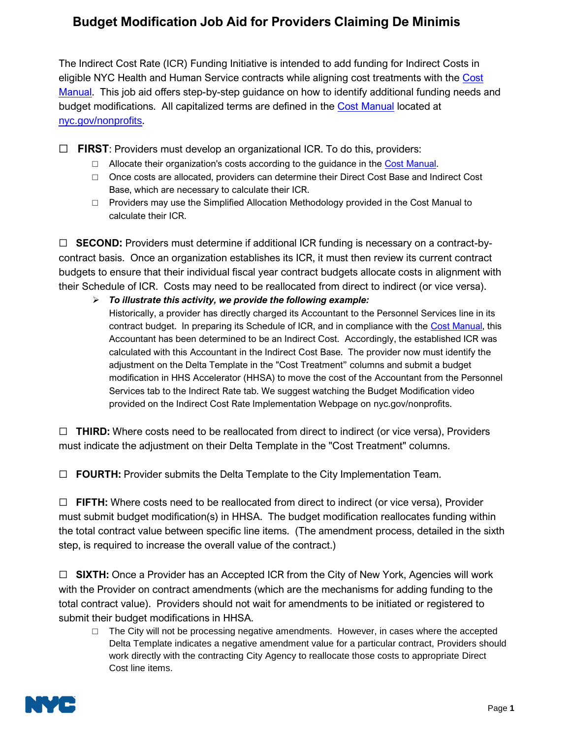# Budget Modification Job Aid for Providers Claiming De Minimis

The Indirect Cost Rate (ICR) Funding Initiative is intended to add funding for Indirect Costs in eligible NYC Health and Human Service contracts while aligning cost treatments with the Cost Manual. This job aid offers step-by-step guidance on how to identify additional funding needs and budget modifications. All capitalized terms are defined in the Cost Manual located at nyc.gov/nonprofits.

☐ **FIRST**: Providers must develop an organizational ICR. To do this, providers:

- ☐ Allocate their organization's costs according to the guidance in the Cost Manual.
- ☐ Once costs are allocated, providers can determine their Direct Cost Base and Indirect Cost Base, which are necessary to calculate their ICR.
- ☐ Providers may use the Simplified Allocation Methodology provided in the Cost Manual to calculate their ICR.

☐ **SECOND:** Providers must determine if additional ICR funding is necessary on a contract-by-contract basis. Once an organization establishes its ICR, it must then review its current contract budgets to ensure that their individual fiscal year contract budgets allocate costs in alignment with their Schedule of ICR. Costs may need to be reallocated from direct to indirect (or vice versa).

- ***To illustrate this activity, we provide the following example:***
  Historically, a provider has directly charged its Accountant to the Personnel Services line in its contract budget. In preparing its Schedule of ICR, and in compliance with the Cost Manual, this Accountant has been determined to be an Indirect Cost. Accordingly, the established ICR was calculated with this Accountant in the Indirect Cost Base. The provider now must identify the adjustment on the Delta Template in the "Cost Treatment" columns and submit a budget modification in HHS Accelerator (HHSA) to move the cost of the Accountant from the Personnel Services tab to the Indirect Rate tab. We suggest watching the Budget Modification video provided on the Indirect Cost Rate Implementation Webpage on nyc.gov/nonprofits.

☐ **THIRD:** Where costs need to be reallocated from direct to indirect (or vice versa), Providers must indicate the adjustment on their Delta Template in the "Cost Treatment" columns.

☐ **FOURTH:** Provider submits the Delta Template to the City Implementation Team.

☐ **FIFTH:** Where costs need to be reallocated from direct to indirect (or vice versa), Provider must submit budget modification(s) in HHSA. The budget modification reallocates funding within the total contract value between specific line items. (The amendment process, detailed in the sixth step, is required to increase the overall value of the contract.)

☐ **SIXTH:** Once a Provider has an Accepted ICR from the City of New York, Agencies will work with the Provider on contract amendments (which are the mechanisms for adding funding to the total contract value). Providers should not wait for amendments to be initiated or registered to submit their budget modifications in HHSA.

- ☐ The City will not be processing negative amendments. However, in cases where the accepted Delta Template indicates a negative amendment value for a particular contract, Providers should work directly with the contracting City Agency to reallocate those costs to appropriate Direct Cost line items.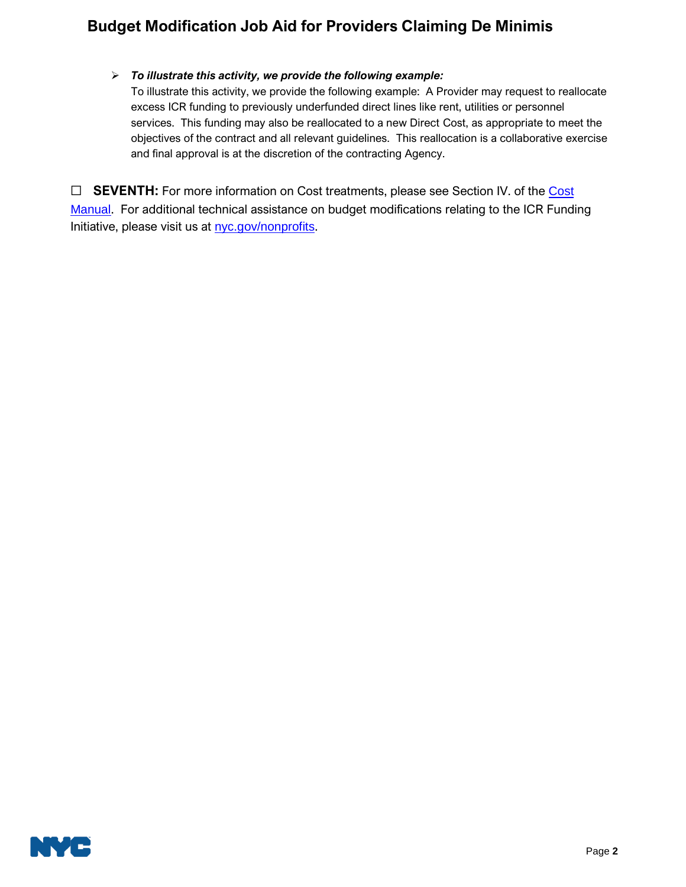- ***To illustrate this activity, we provide the following example:***
  To illustrate this activity, we provide the following example:  A Provider may request to reallocate excess ICR funding to previously underfunded direct lines like rent, utilities or personnel services.  This funding may also be reallocated to a new Direct Cost, as appropriate to meet the objectives of the contract and all relevant guidelines.  This reallocation is a collaborative exercise and final approval is at the discretion of the contracting Agency.

☐ **SEVENTH:** For more information on Cost treatments, please see Section IV. of the Cost Manual.  For additional technical assistance on budget modifications relating to the ICR Funding Initiative, please visit us at nyc.gov/nonprofits.